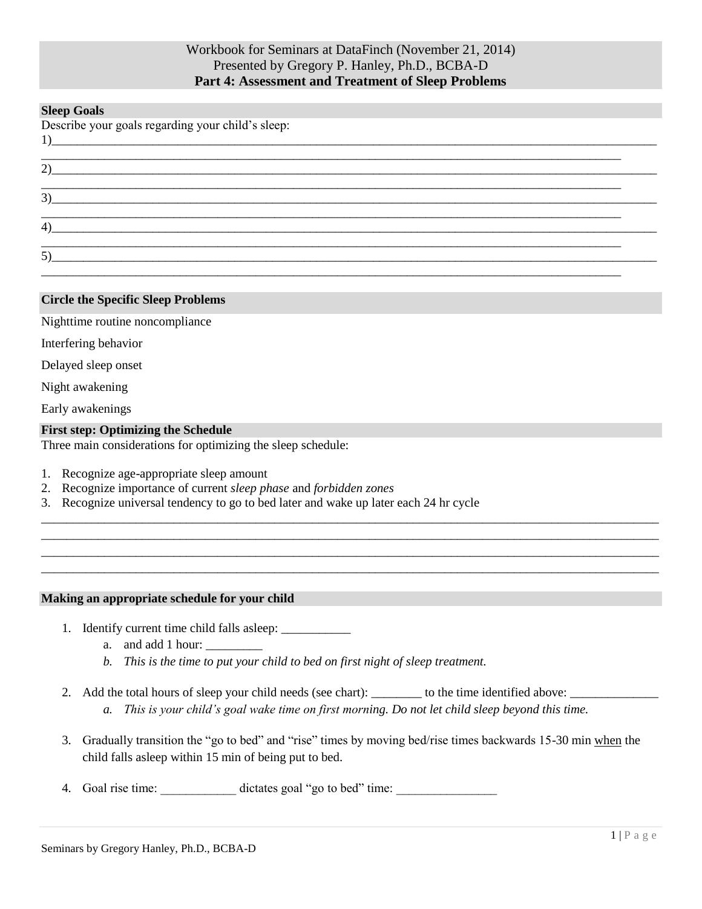Workbook for Seminars at DataFinch (November 21, 2014)
Presented by Gregory P. Hanley, Ph.D., BCBA-D

# Part 4: Assessment and Treatment of Sleep Problems

## Sleep Goals

Describe your goals regarding your child's sleep:

1)____________________________________________________________________________________________
____________________________________________________________________________________________

2)____________________________________________________________________________________________
____________________________________________________________________________________________

3)____________________________________________________________________________________________
____________________________________________________________________________________________

4)____________________________________________________________________________________________
____________________________________________________________________________________________

5)____________________________________________________________________________________________
____________________________________________________________________________________________

## Circle the Specific Sleep Problems

Nighttime routine noncompliance

Interfering behavior

Delayed sleep onset

Night awakening

Early awakenings

## First step: Optimizing the Schedule

Three main considerations for optimizing the sleep schedule:

1. Recognize age-appropriate sleep amount
2. Recognize importance of current *sleep phase* and *forbidden zones*
3. Recognize universal tendency to go to bed later and wake up later each 24 hr cycle

____________________________________________________________________________________________
____________________________________________________________________________________________
____________________________________________________________________________________________
____________________________________________________________________________________________

## Making an appropriate schedule for your child

1. Identify current time child falls asleep: ___________
   a. and add 1 hour: _________
   b. *This is the time to put your child to bed on first night of sleep treatment.*

2. Add the total hours of sleep your child needs (see chart): ________ to the time identified above: ______________
   a. *This is your child's goal wake time on first morning. Do not let child sleep beyond this time.*

3. Gradually transition the "go to bed" and "rise" times by moving bed/rise times backwards 15-30 min <u>when</u> the child falls asleep within 15 min of being put to bed.

4. Goal rise time: ____________ dictates goal "go to bed" time: ________________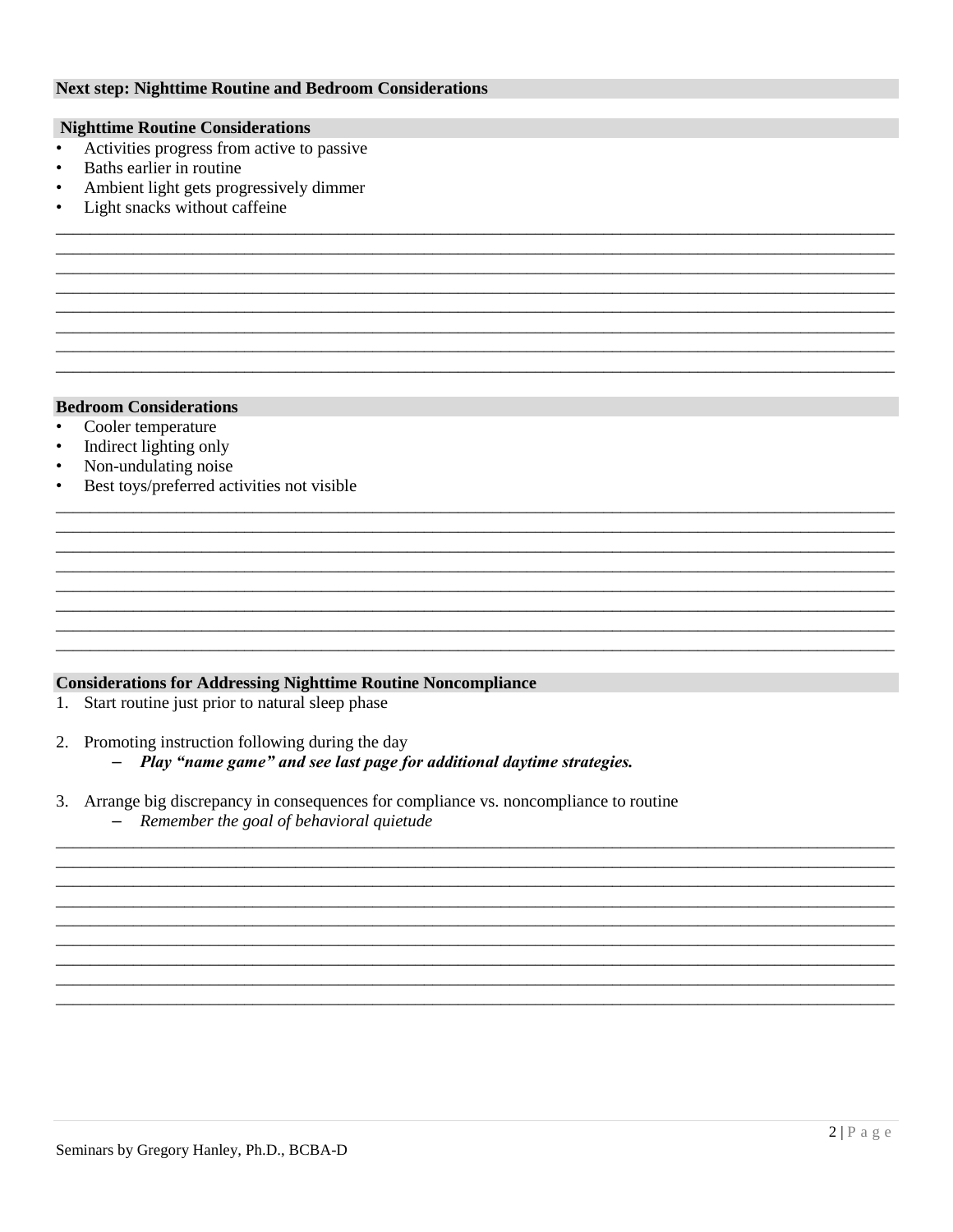## Next step: Nighttime Routine and Bedroom Considerations

### Nighttime Routine Considerations

- Activities progress from active to passive
- Baths earlier in routine
- Ambient light gets progressively dimmer
- Light snacks without caffeine

### Bedroom Considerations

- Cooler temperature
- Indirect lighting only
- Non-undulating noise
- Best toys/preferred activities not visible

### Considerations for Addressing Nighttime Routine Noncompliance

1. Start routine just prior to natural sleep phase

2. Promoting instruction following during the day
   - ***Play "name game" and see last page for additional daytime strategies.***

3. Arrange big discrepancy in consequences for compliance vs. noncompliance to routine
   - *Remember the goal of behavioral quietude*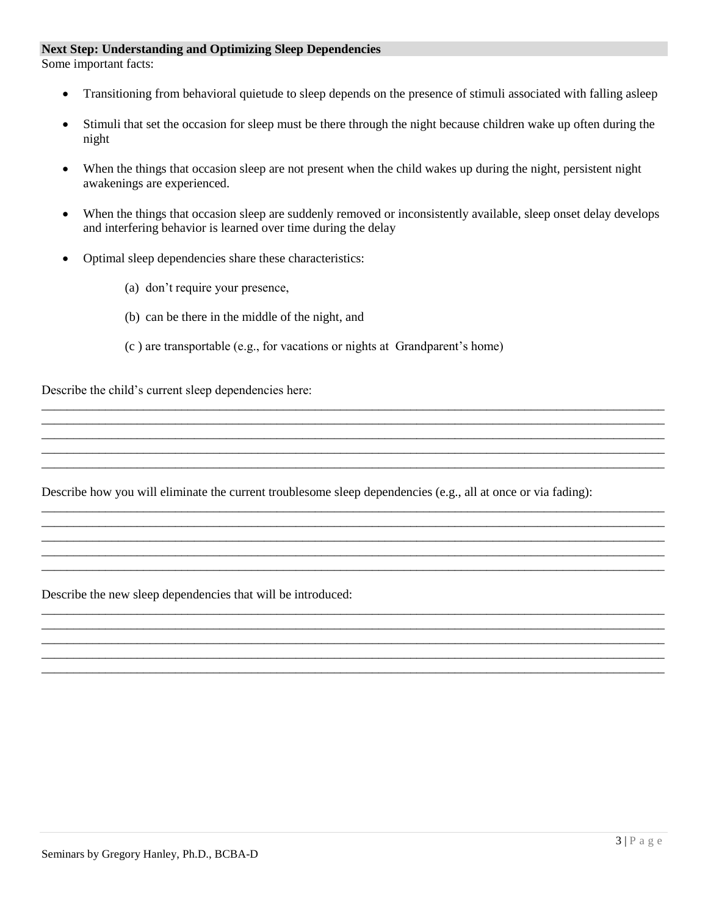## Next Step: Understanding and Optimizing Sleep Dependencies

Some important facts:

- Transitioning from behavioral quietude to sleep depends on the presence of stimuli associated with falling asleep
- Stimuli that set the occasion for sleep must be there through the night because children wake up often during the night
- When the things that occasion sleep are not present when the child wakes up during the night, persistent night awakenings are experienced.
- When the things that occasion sleep are suddenly removed or inconsistently available, sleep onset delay develops and interfering behavior is learned over time during the delay
- Optimal sleep dependencies share these characteristics:
    - (a) don't require your presence,
    - (b) can be there in the middle of the night, and
    - (c ) are transportable (e.g., for vacations or nights at Grandparent's home)

Describe the child's current sleep dependencies here:

____________________________________________________________________________________________
____________________________________________________________________________________________
____________________________________________________________________________________________
____________________________________________________________________________________________
____________________________________________________________________________________________

Describe how you will eliminate the current troublesome sleep dependencies (e.g., all at once or via fading):

____________________________________________________________________________________________
____________________________________________________________________________________________
____________________________________________________________________________________________
____________________________________________________________________________________________
____________________________________________________________________________________________

Describe the new sleep dependencies that will be introduced:

____________________________________________________________________________________________
____________________________________________________________________________________________
____________________________________________________________________________________________
____________________________________________________________________________________________
____________________________________________________________________________________________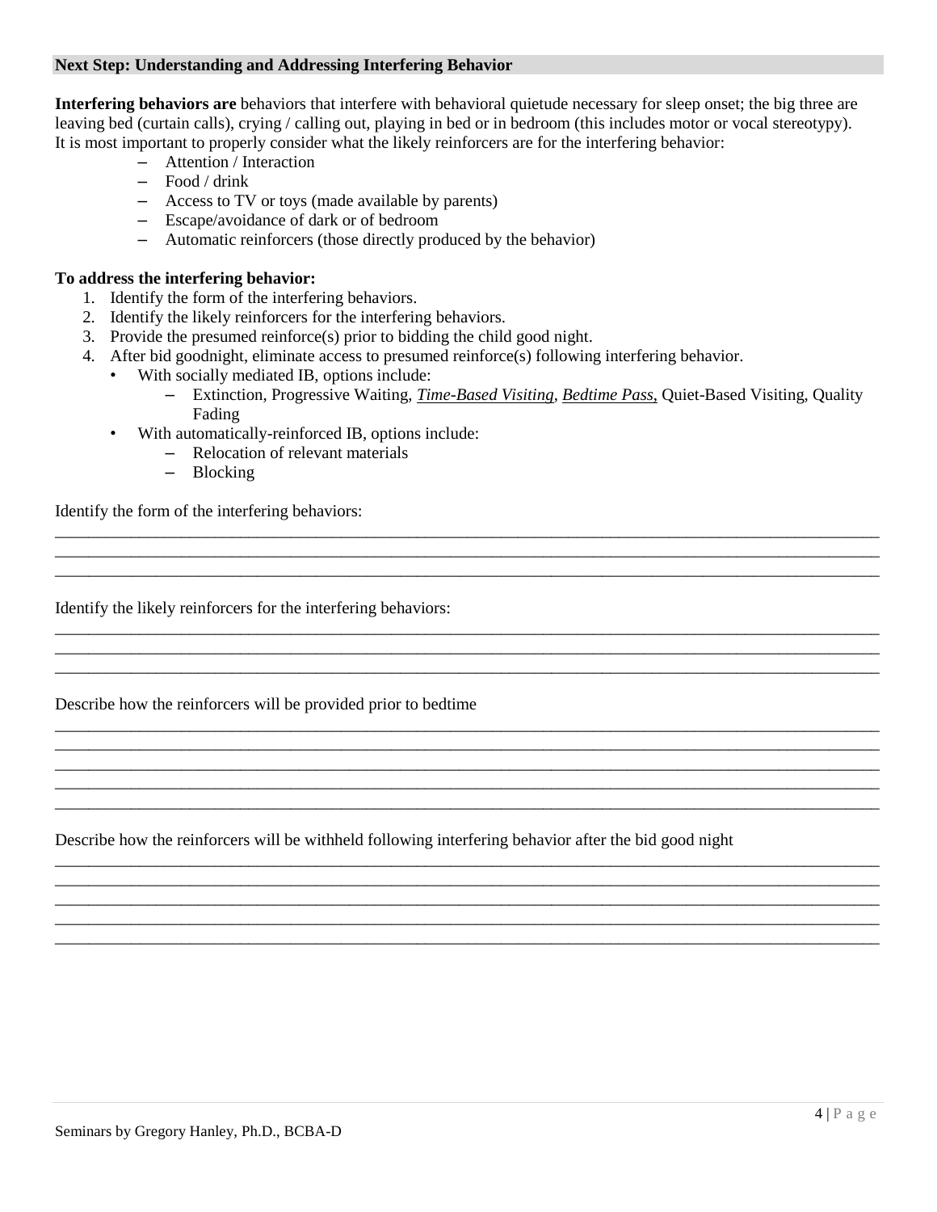## Next Step: Understanding and Addressing Interfering Behavior

**Interfering behaviors are** behaviors that interfere with behavioral quietude necessary for sleep onset; the big three are leaving bed (curtain calls), crying / calling out, playing in bed or in bedroom (this includes motor or vocal stereotypy). It is most important to properly consider what the likely reinforcers are for the interfering behavior:

- Attention / Interaction
- Food / drink
- Access to TV or toys (made available by parents)
- Escape/avoidance of dark or of bedroom
- Automatic reinforcers (those directly produced by the behavior)

**To address the interfering behavior:**

1. Identify the form of the interfering behaviors.
2. Identify the likely reinforcers for the interfering behaviors.
3. Provide the presumed reinforce(s) prior to bidding the child good night.
4. After bid goodnight, eliminate access to presumed reinforce(s) following interfering behavior.
   - With socially mediated IB, options include:
     - Extinction, Progressive Waiting, *Time-Based Visiting*, *Bedtime Pass*, Quiet-Based Visiting, Quality Fading
   - With automatically-reinforced IB, options include:
     - Relocation of relevant materials
     - Blocking

Identify the form of the interfering behaviors:

___________________________________________________________________________
___________________________________________________________________________
___________________________________________________________________________

Identify the likely reinforcers for the interfering behaviors:

___________________________________________________________________________
___________________________________________________________________________
___________________________________________________________________________

Describe how the reinforcers will be provided prior to bedtime

___________________________________________________________________________
___________________________________________________________________________
___________________________________________________________________________
___________________________________________________________________________
___________________________________________________________________________

Describe how the reinforcers will be withheld following interfering behavior after the bid good night

___________________________________________________________________________
___________________________________________________________________________
___________________________________________________________________________
___________________________________________________________________________
___________________________________________________________________________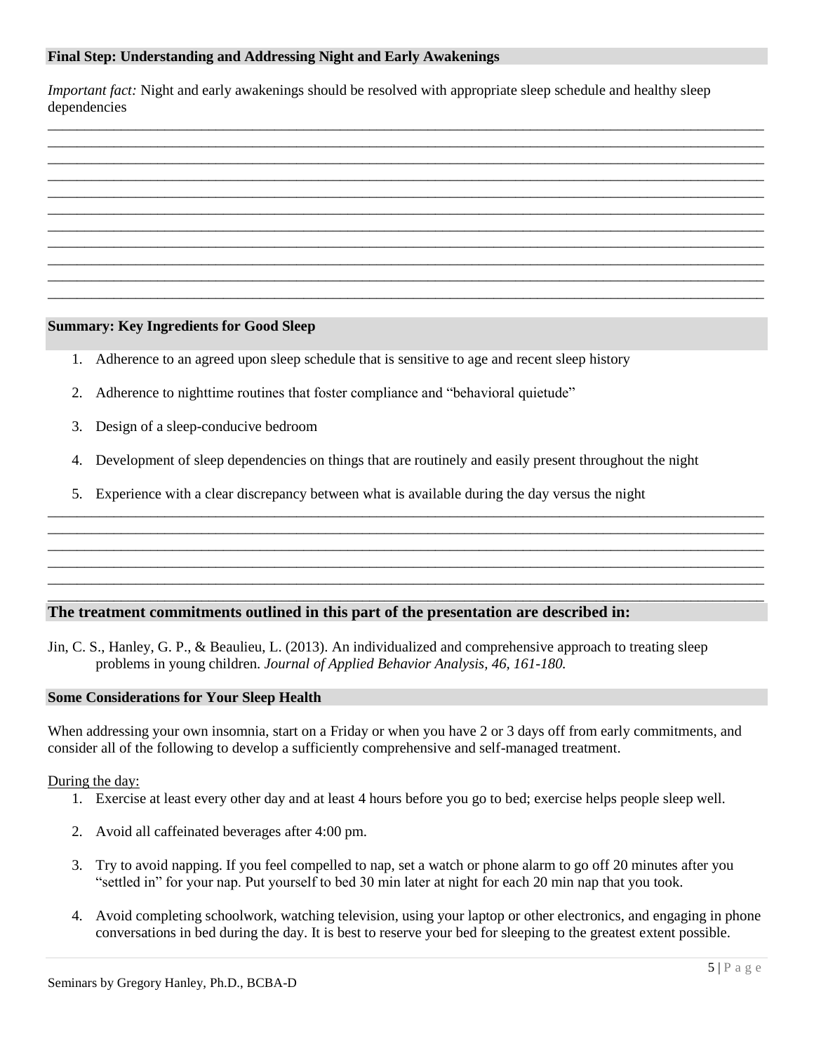**Final Step: Understanding and Addressing Night and Early Awakenings**

*Important fact:* Night and early awakenings should be resolved with appropriate sleep schedule and healthy sleep dependencies

**Summary: Key Ingredients for Good Sleep**

1. Adherence to an agreed upon sleep schedule that is sensitive to age and recent sleep history
2. Adherence to nighttime routines that foster compliance and "behavioral quietude"
3. Design of a sleep-conducive bedroom
4. Development of sleep dependencies on things that are routinely and easily present throughout the night
5. Experience with a clear discrepancy between what is available during the day versus the night

## The treatment commitments outlined in this part of the presentation are described in:

Jin, C. S., Hanley, G. P., & Beaulieu, L. (2013). An individualized and comprehensive approach to treating sleep problems in young children. *Journal of Applied Behavior Analysis, 46, 161-180.*

**Some Considerations for Your Sleep Health**

When addressing your own insomnia, start on a Friday or when you have 2 or 3 days off from early commitments, and consider all of the following to develop a sufficiently comprehensive and self-managed treatment.

During the day:

1. Exercise at least every other day and at least 4 hours before you go to bed; exercise helps people sleep well.
2. Avoid all caffeinated beverages after 4:00 pm.
3. Try to avoid napping. If you feel compelled to nap, set a watch or phone alarm to go off 20 minutes after you "settled in" for your nap. Put yourself to bed 30 min later at night for each 20 min nap that you took.
4. Avoid completing schoolwork, watching television, using your laptop or other electronics, and engaging in phone conversations in bed during the day. It is best to reserve your bed for sleeping to the greatest extent possible.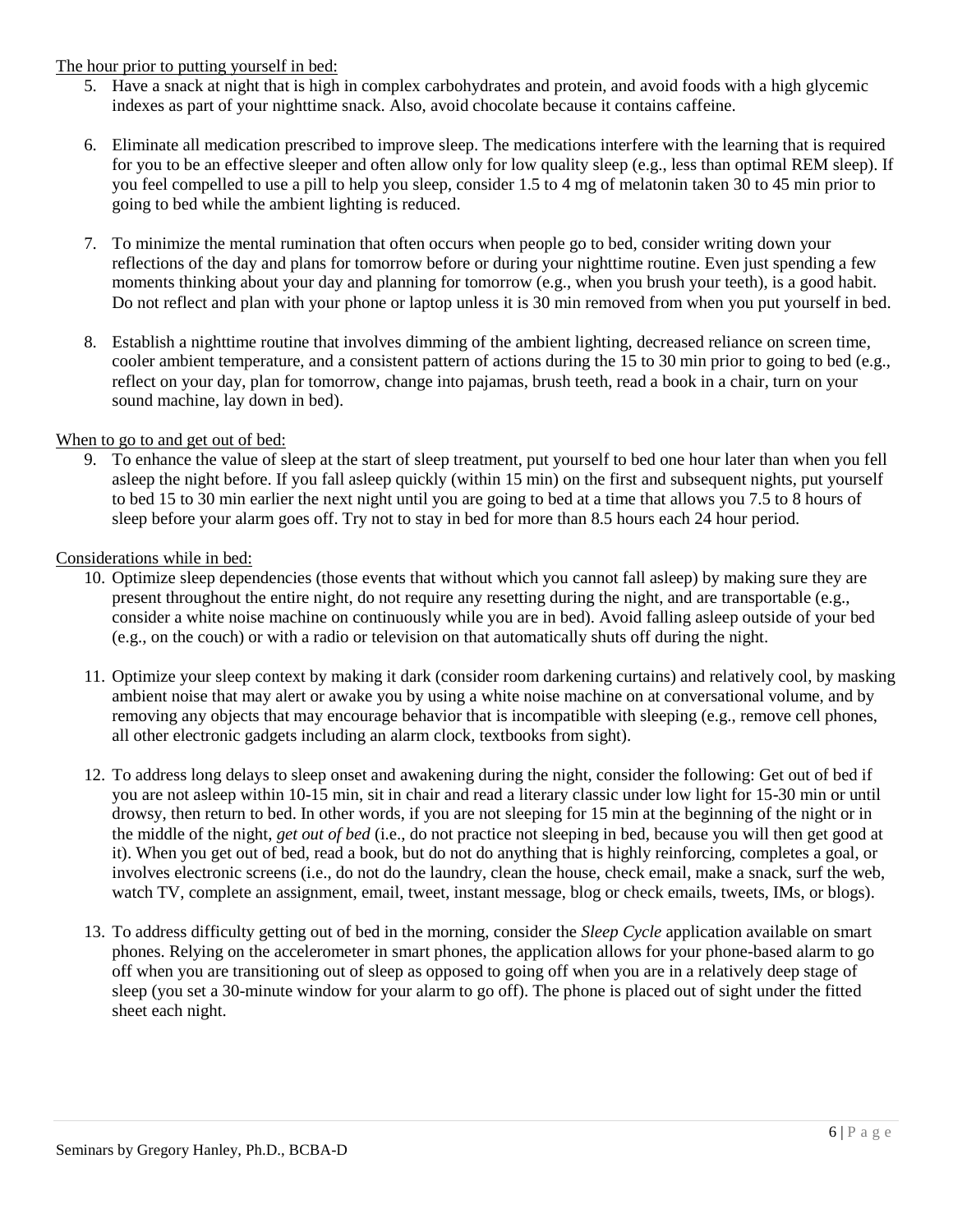<u>The hour prior to putting yourself in bed:</u>

5. Have a snack at night that is high in complex carbohydrates and protein, and avoid foods with a high glycemic indexes as part of your nighttime snack. Also, avoid chocolate because it contains caffeine.

6. Eliminate all medication prescribed to improve sleep. The medications interfere with the learning that is required for you to be an effective sleeper and often allow only for low quality sleep (e.g., less than optimal REM sleep). If you feel compelled to use a pill to help you sleep, consider 1.5 to 4 mg of melatonin taken 30 to 45 min prior to going to bed while the ambient lighting is reduced.

7. To minimize the mental rumination that often occurs when people go to bed, consider writing down your reflections of the day and plans for tomorrow before or during your nighttime routine. Even just spending a few moments thinking about your day and planning for tomorrow (e.g., when you brush your teeth), is a good habit. Do not reflect and plan with your phone or laptop unless it is 30 min removed from when you put yourself in bed.

8. Establish a nighttime routine that involves dimming of the ambient lighting, decreased reliance on screen time, cooler ambient temperature, and a consistent pattern of actions during the 15 to 30 min prior to going to bed (e.g., reflect on your day, plan for tomorrow, change into pajamas, brush teeth, read a book in a chair, turn on your sound machine, lay down in bed).

<u>When to go to and get out of bed:</u>

9. To enhance the value of sleep at the start of sleep treatment, put yourself to bed one hour later than when you fell asleep the night before. If you fall asleep quickly (within 15 min) on the first and subsequent nights, put yourself to bed 15 to 30 min earlier the next night until you are going to bed at a time that allows you 7.5 to 8 hours of sleep before your alarm goes off. Try not to stay in bed for more than 8.5 hours each 24 hour period.

<u>Considerations while in bed:</u>

10. Optimize sleep dependencies (those events that without which you cannot fall asleep) by making sure they are present throughout the entire night, do not require any resetting during the night, and are transportable (e.g., consider a white noise machine on continuously while you are in bed). Avoid falling asleep outside of your bed (e.g., on the couch) or with a radio or television on that automatically shuts off during the night.

11. Optimize your sleep context by making it dark (consider room darkening curtains) and relatively cool, by masking ambient noise that may alert or awake you by using a white noise machine on at conversational volume, and by removing any objects that may encourage behavior that is incompatible with sleeping (e.g., remove cell phones, all other electronic gadgets including an alarm clock, textbooks from sight).

12. To address long delays to sleep onset and awakening during the night, consider the following: Get out of bed if you are not asleep within 10-15 min, sit in chair and read a literary classic under low light for 15-30 min or until drowsy, then return to bed. In other words, if you are not sleeping for 15 min at the beginning of the night or in the middle of the night, *get out of bed* (i.e., do not practice not sleeping in bed, because you will then get good at it). When you get out of bed, read a book, but do not do anything that is highly reinforcing, completes a goal, or involves electronic screens (i.e., do not do the laundry, clean the house, check email, make a snack, surf the web, watch TV, complete an assignment, email, tweet, instant message, blog or check emails, tweets, IMs, or blogs).

13. To address difficulty getting out of bed in the morning, consider the *Sleep Cycle* application available on smart phones. Relying on the accelerometer in smart phones, the application allows for your phone-based alarm to go off when you are transitioning out of sleep as opposed to going off when you are in a relatively deep stage of sleep (you set a 30-minute window for your alarm to go off). The phone is placed out of sight under the fitted sheet each night.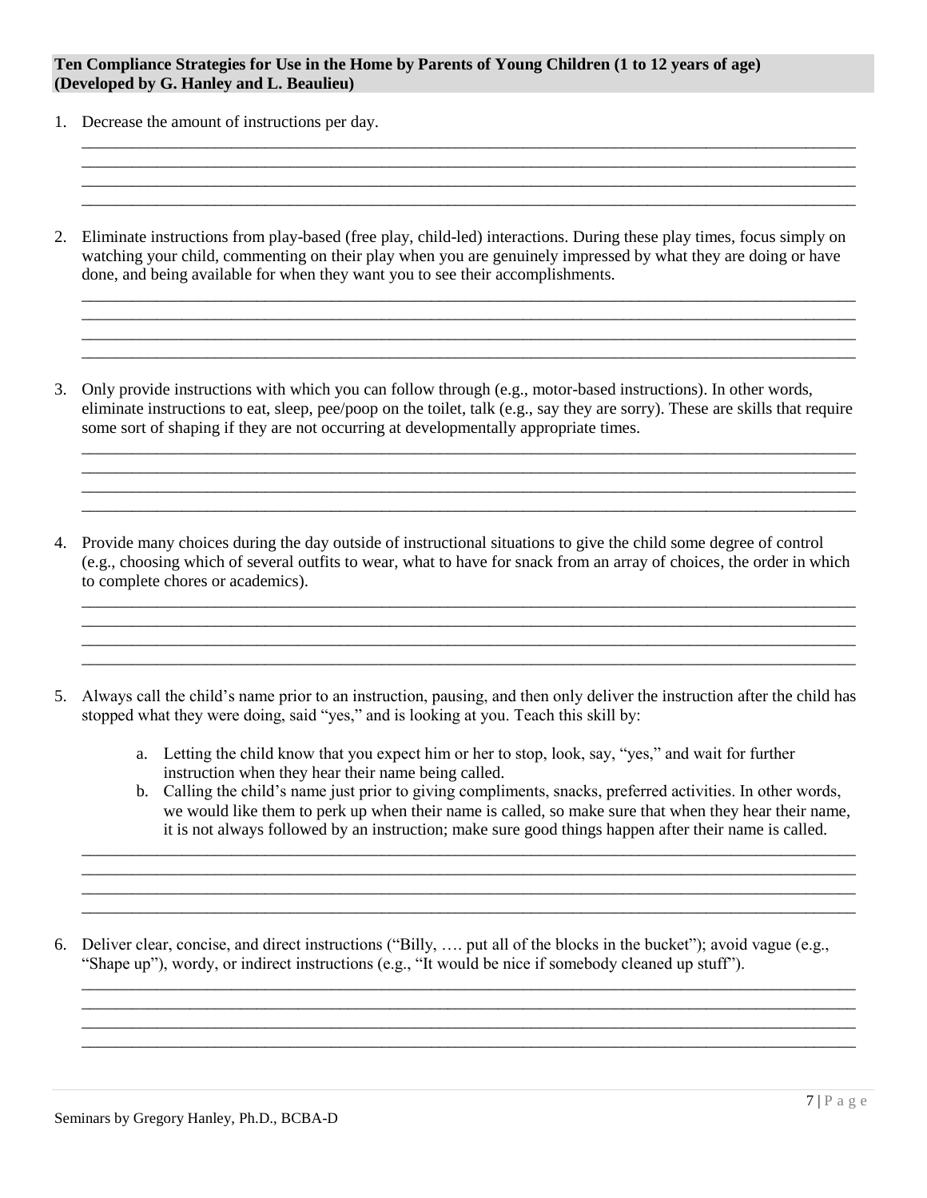**Ten Compliance Strategies for Use in the Home by Parents of Young Children (1 to 12 years of age) (Developed by G. Hanley and L. Beaulieu)**

1. Decrease the amount of instructions per day.

2. Eliminate instructions from play-based (free play, child-led) interactions. During these play times, focus simply on watching your child, commenting on their play when you are genuinely impressed by what they are doing or have done, and being available for when they want you to see their accomplishments.

3. Only provide instructions with which you can follow through (e.g., motor-based instructions). In other words, eliminate instructions to eat, sleep, pee/poop on the toilet, talk (e.g., say they are sorry). These are skills that require some sort of shaping if they are not occurring at developmentally appropriate times.

4. Provide many choices during the day outside of instructional situations to give the child some degree of control (e.g., choosing which of several outfits to wear, what to have for snack from an array of choices, the order in which to complete chores or academics).

5. Always call the child's name prior to an instruction, pausing, and then only deliver the instruction after the child has stopped what they were doing, said "yes," and is looking at you. Teach this skill by:

   a. Letting the child know that you expect him or her to stop, look, say, "yes," and wait for further instruction when they hear their name being called.
   b. Calling the child's name just prior to giving compliments, snacks, preferred activities. In other words, we would like them to perk up when their name is called, so make sure that when they hear their name, it is not always followed by an instruction; make sure good things happen after their name is called.

6. Deliver clear, concise, and direct instructions ("Billy, …. put all of the blocks in the bucket"); avoid vague (e.g., "Shape up"), wordy, or indirect instructions (e.g., "It would be nice if somebody cleaned up stuff").

Seminars by Gregory Hanley, Ph.D., BCBA-D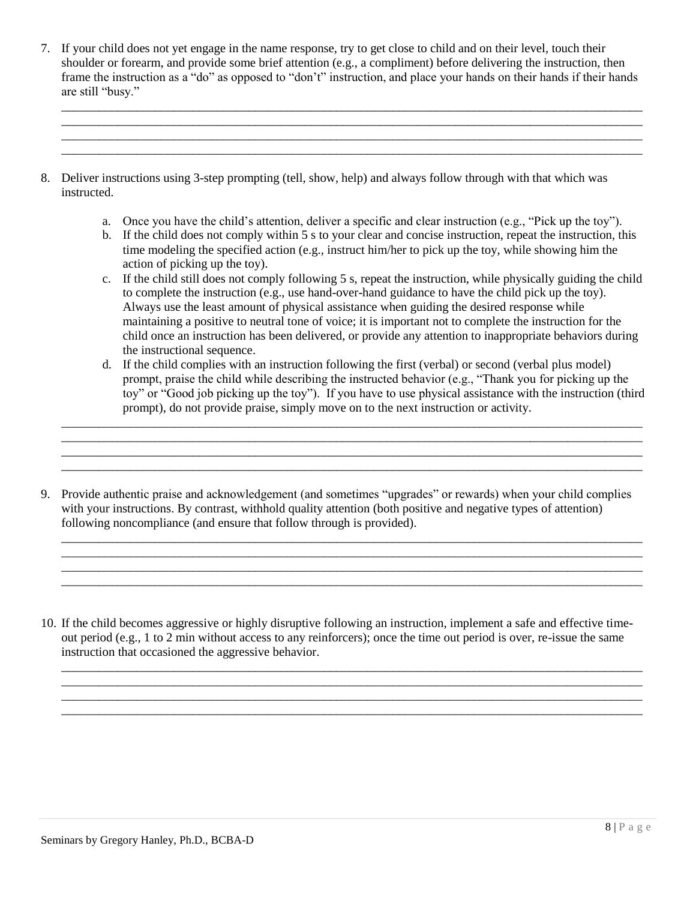7. If your child does not yet engage in the name response, try to get close to child and on their level, touch their shoulder or forearm, and provide some brief attention (e.g., a compliment) before delivering the instruction, then frame the instruction as a "do" as opposed to "don't" instruction, and place your hands on their hands if their hands are still "busy."

8. Deliver instructions using 3-step prompting (tell, show, help) and always follow through with that which was instructed.

   a. Once you have the child's attention, deliver a specific and clear instruction (e.g., "Pick up the toy").
   b. If the child does not comply within 5 s to your clear and concise instruction, repeat the instruction, this time modeling the specified action (e.g., instruct him/her to pick up the toy, while showing him the action of picking up the toy).
   c. If the child still does not comply following 5 s, repeat the instruction, while physically guiding the child to complete the instruction (e.g., use hand-over-hand guidance to have the child pick up the toy). Always use the least amount of physical assistance when guiding the desired response while maintaining a positive to neutral tone of voice; it is important not to complete the instruction for the child once an instruction has been delivered, or provide any attention to inappropriate behaviors during the instructional sequence.
   d. If the child complies with an instruction following the first (verbal) or second (verbal plus model) prompt, praise the child while describing the instructed behavior (e.g., "Thank you for picking up the toy" or "Good job picking up the toy"). If you have to use physical assistance with the instruction (third prompt), do not provide praise, simply move on to the next instruction or activity.

9. Provide authentic praise and acknowledgement (and sometimes "upgrades" or rewards) when your child complies with your instructions. By contrast, withhold quality attention (both positive and negative types of attention) following noncompliance (and ensure that follow through is provided).

10. If the child becomes aggressive or highly disruptive following an instruction, implement a safe and effective time-out period (e.g., 1 to 2 min without access to any reinforcers); once the time out period is over, re-issue the same instruction that occasioned the aggressive behavior.